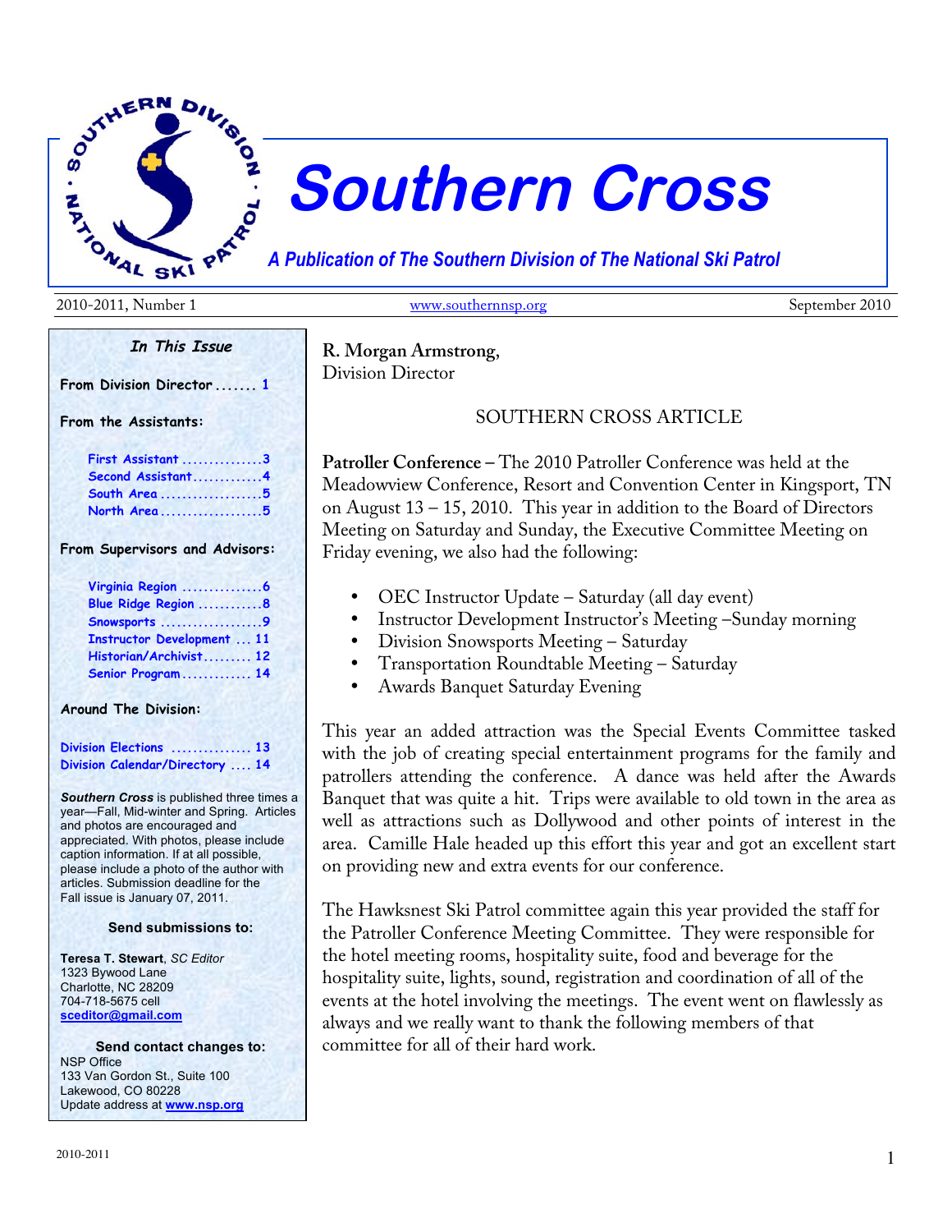# Southern Cross

*A Publication of The Southern Division of The National Ski Patrol*

2010-2011, Number 1 | www.southernnsp.org | September 2010

### *In This Issue*

**From Division Director ....... 1**

**From the Assistants:**

- First Assistant ...............3
- Second Assistant.............4
- South Area ...................5
- North Area ...................5

**From Supervisors and Advisors:**

- Virginia Region ...............6
- Blue Ridge Region ............8
- Snowsports ...................9
- Instructor Development ... 11
- Historian/Archivist......... 12
- Senior Program............. 14

**Around The Division:**

- Division Elections ............... 13
- Division Calendar/Directory .... 14

***Southern Cross*** is published three times a year—Fall, Mid-winter and Spring. Articles and photos are encouraged and appreciated. With photos, please include caption information. If at all possible, please include a photo of the author with articles. Submission deadline for the Fall issue is January 07, 2011.

**Send submissions to:**

**Teresa T. Stewart**, *SC Editor*
1323 Bywood Lane
Charlotte, NC 28209
704-718-5675 cell
**sceditor@gmail.com**

**Send contact changes to:**
NSP Office
133 Van Gordon St., Suite 100
Lakewood, CO 80228
Update address at **www.nsp.org**

---

**R. Morgan Armstrong,**
Division Director

SOUTHERN CROSS ARTICLE

**Patroller Conference** – The 2010 Patroller Conference was held at the Meadowview Conference, Resort and Convention Center in Kingsport, TN on August 13 – 15, 2010. This year in addition to the Board of Directors Meeting on Saturday and Sunday, the Executive Committee Meeting on Friday evening, we also had the following:

- OEC Instructor Update – Saturday (all day event)
- Instructor Development Instructor's Meeting –Sunday morning
- Division Snowsports Meeting – Saturday
- Transportation Roundtable Meeting – Saturday
- Awards Banquet Saturday Evening

This year an added attraction was the Special Events Committee tasked with the job of creating special entertainment programs for the family and patrollers attending the conference. A dance was held after the Awards Banquet that was quite a hit. Trips were available to old town in the area as well as attractions such as Dollywood and other points of interest in the area. Camille Hale headed up this effort this year and got an excellent start on providing new and extra events for our conference.

The Hawksnest Ski Patrol committee again this year provided the staff for the Patroller Conference Meeting Committee. They were responsible for the hotel meeting rooms, hospitality suite, food and beverage for the hospitality suite, lights, sound, registration and coordination of all of the events at the hotel involving the meetings. The event went on flawlessly as always and we really want to thank the following members of that committee for all of their hard work.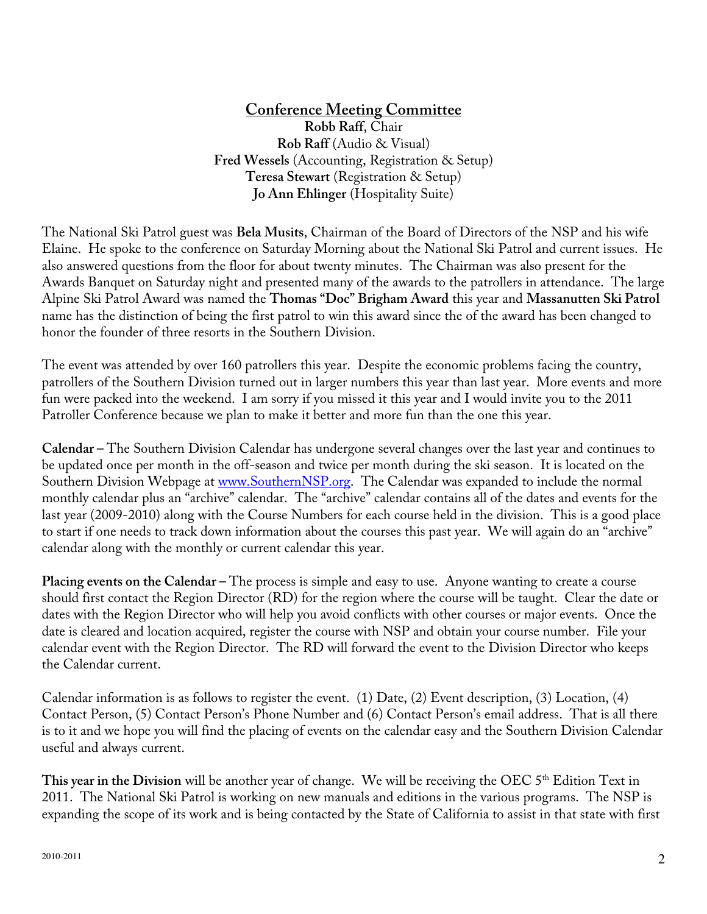## Conference Meeting Committee

**Robb Raff**, Chair
**Rob Raff** (Audio & Visual)
**Fred Wessels** (Accounting, Registration & Setup)
**Teresa Stewart** (Registration & Setup)
**Jo Ann Ehlinger** (Hospitality Suite)

The National Ski Patrol guest was **Bela Musits**, Chairman of the Board of Directors of the NSP and his wife Elaine. He spoke to the conference on Saturday Morning about the National Ski Patrol and current issues. He also answered questions from the floor for about twenty minutes. The Chairman was also present for the Awards Banquet on Saturday night and presented many of the awards to the patrollers in attendance. The large Alpine Ski Patrol Award was named the **Thomas "Doc" Brigham Award** this year and **Massanutten Ski Patrol** name has the distinction of being the first patrol to win this award since the of the award has been changed to honor the founder of three resorts in the Southern Division.

The event was attended by over 160 patrollers this year. Despite the economic problems facing the country, patrollers of the Southern Division turned out in larger numbers this year than last year. More events and more fun were packed into the weekend. I am sorry if you missed it this year and I would invite you to the 2011 Patroller Conference because we plan to make it better and more fun than the one this year.

**Calendar** – The Southern Division Calendar has undergone several changes over the last year and continues to be updated once per month in the off-season and twice per month during the ski season. It is located on the Southern Division Webpage at www.SouthernNSP.org. The Calendar was expanded to include the normal monthly calendar plus an "archive" calendar. The "archive" calendar contains all of the dates and events for the last year (2009-2010) along with the Course Numbers for each course held in the division. This is a good place to start if one needs to track down information about the courses this past year. We will again do an "archive" calendar along with the monthly or current calendar this year.

**Placing events on the Calendar** – The process is simple and easy to use. Anyone wanting to create a course should first contact the Region Director (RD) for the region where the course will be taught. Clear the date or dates with the Region Director who will help you avoid conflicts with other courses or major events. Once the date is cleared and location acquired, register the course with NSP and obtain your course number. File your calendar event with the Region Director. The RD will forward the event to the Division Director who keeps the Calendar current.

Calendar information is as follows to register the event. (1) Date, (2) Event description, (3) Location, (4) Contact Person, (5) Contact Person's Phone Number and (6) Contact Person's email address. That is all there is to it and we hope you will find the placing of events on the calendar easy and the Southern Division Calendar useful and always current.

**This year in the Division** will be another year of change. We will be receiving the OEC 5th Edition Text in 2011. The National Ski Patrol is working on new manuals and editions in the various programs. The NSP is expanding the scope of its work and is being contacted by the State of California to assist in that state with first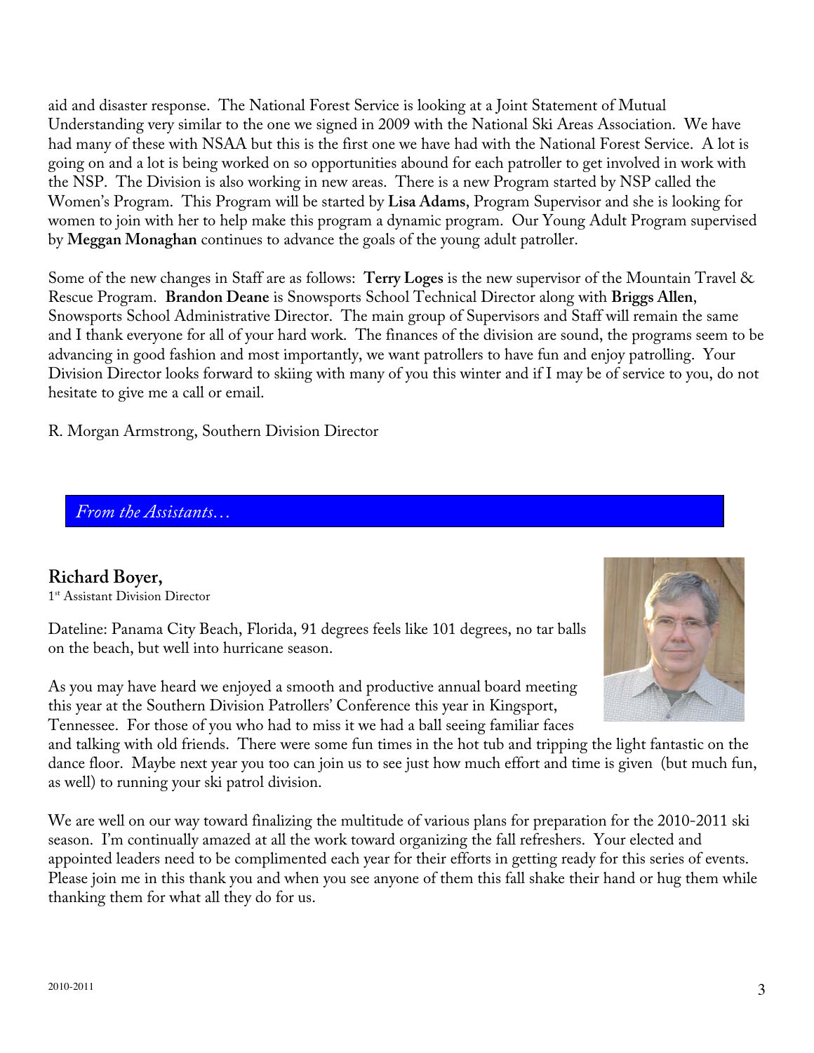aid and disaster response. The National Forest Service is looking at a Joint Statement of Mutual Understanding very similar to the one we signed in 2009 with the National Ski Areas Association. We have had many of these with NSAA but this is the first one we have had with the National Forest Service. A lot is going on and a lot is being worked on so opportunities abound for each patroller to get involved in work with the NSP. The Division is also working in new areas. There is a new Program started by NSP called the Women's Program. This Program will be started by **Lisa Adams**, Program Supervisor and she is looking for women to join with her to help make this program a dynamic program. Our Young Adult Program supervised by **Meggan Monaghan** continues to advance the goals of the young adult patroller.

Some of the new changes in Staff are as follows: **Terry Loges** is the new supervisor of the Mountain Travel & Rescue Program. **Brandon Deane** is Snowsports School Technical Director along with **Briggs Allen**, Snowsports School Administrative Director. The main group of Supervisors and Staff will remain the same and I thank everyone for all of your hard work. The finances of the division are sound, the programs seem to be advancing in good fashion and most importantly, we want patrollers to have fun and enjoy patrolling. Your Division Director looks forward to skiing with many of you this winter and if I may be of service to you, do not hesitate to give me a call or email.

R. Morgan Armstrong, Southern Division Director

## *From the Assistants…*

### Richard Boyer,

1st Assistant Division Director

Dateline: Panama City Beach, Florida, 91 degrees feels like 101 degrees, no tar balls on the beach, but well into hurricane season.

As you may have heard we enjoyed a smooth and productive annual board meeting this year at the Southern Division Patrollers' Conference this year in Kingsport, Tennessee. For those of you who had to miss it we had a ball seeing familiar faces and talking with old friends. There were some fun times in the hot tub and tripping the light fantastic on the dance floor. Maybe next year you too can join us to see just how much effort and time is given (but much fun, as well) to running your ski patrol division.

We are well on our way toward finalizing the multitude of various plans for preparation for the 2010-2011 ski season. I'm continually amazed at all the work toward organizing the fall refreshers. Your elected and appointed leaders need to be complimented each year for their efforts in getting ready for this series of events. Please join me in this thank you and when you see anyone of them this fall shake their hand or hug them while thanking them for what all they do for us.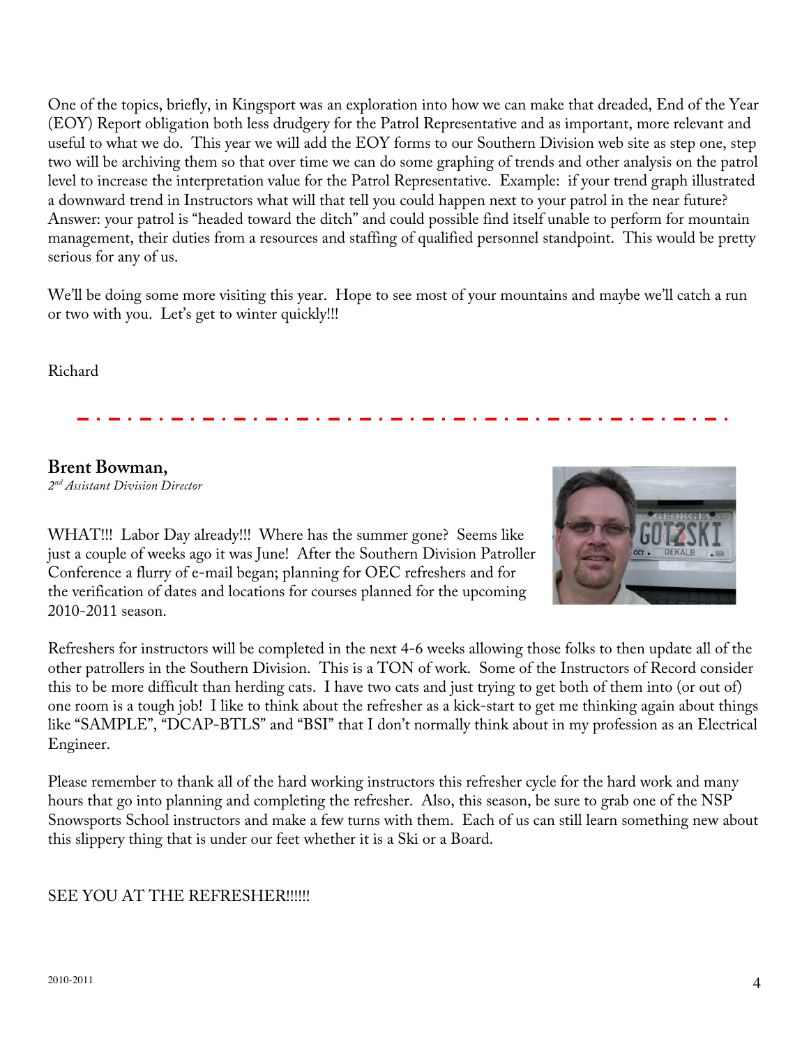One of the topics, briefly, in Kingsport was an exploration into how we can make that dreaded, End of the Year (EOY) Report obligation both less drudgery for the Patrol Representative and as important, more relevant and useful to what we do. This year we will add the EOY forms to our Southern Division web site as step one, step two will be archiving them so that over time we can do some graphing of trends and other analysis on the patrol level to increase the interpretation value for the Patrol Representative. Example: if your trend graph illustrated a downward trend in Instructors what will that tell you could happen next to your patrol in the near future? Answer: your patrol is "headed toward the ditch" and could possible find itself unable to perform for mountain management, their duties from a resources and staffing of qualified personnel standpoint. This would be pretty serious for any of us.

We'll be doing some more visiting this year. Hope to see most of your mountains and maybe we'll catch a run or two with you. Let's get to winter quickly!!!

Richard

---

**Brent Bowman,**
*2nd Assistant Division Director*

WHAT!!! Labor Day already!!! Where has the summer gone? Seems like just a couple of weeks ago it was June! After the Southern Division Patroller Conference a flurry of e-mail began; planning for OEC refreshers and for the verification of dates and locations for courses planned for the upcoming 2010-2011 season.

Refreshers for instructors will be completed in the next 4-6 weeks allowing those folks to then update all of the other patrollers in the Southern Division. This is a TON of work. Some of the Instructors of Record consider this to be more difficult than herding cats. I have two cats and just trying to get both of them into (or out of) one room is a tough job! I like to think about the refresher as a kick-start to get me thinking again about things like "SAMPLE", "DCAP-BTLS" and "BSI" that I don't normally think about in my profession as an Electrical Engineer.

Please remember to thank all of the hard working instructors this refresher cycle for the hard work and many hours that go into planning and completing the refresher. Also, this season, be sure to grab one of the NSP Snowsports School instructors and make a few turns with them. Each of us can still learn something new about this slippery thing that is under our feet whether it is a Ski or a Board.

SEE YOU AT THE REFRESHER!!!!!!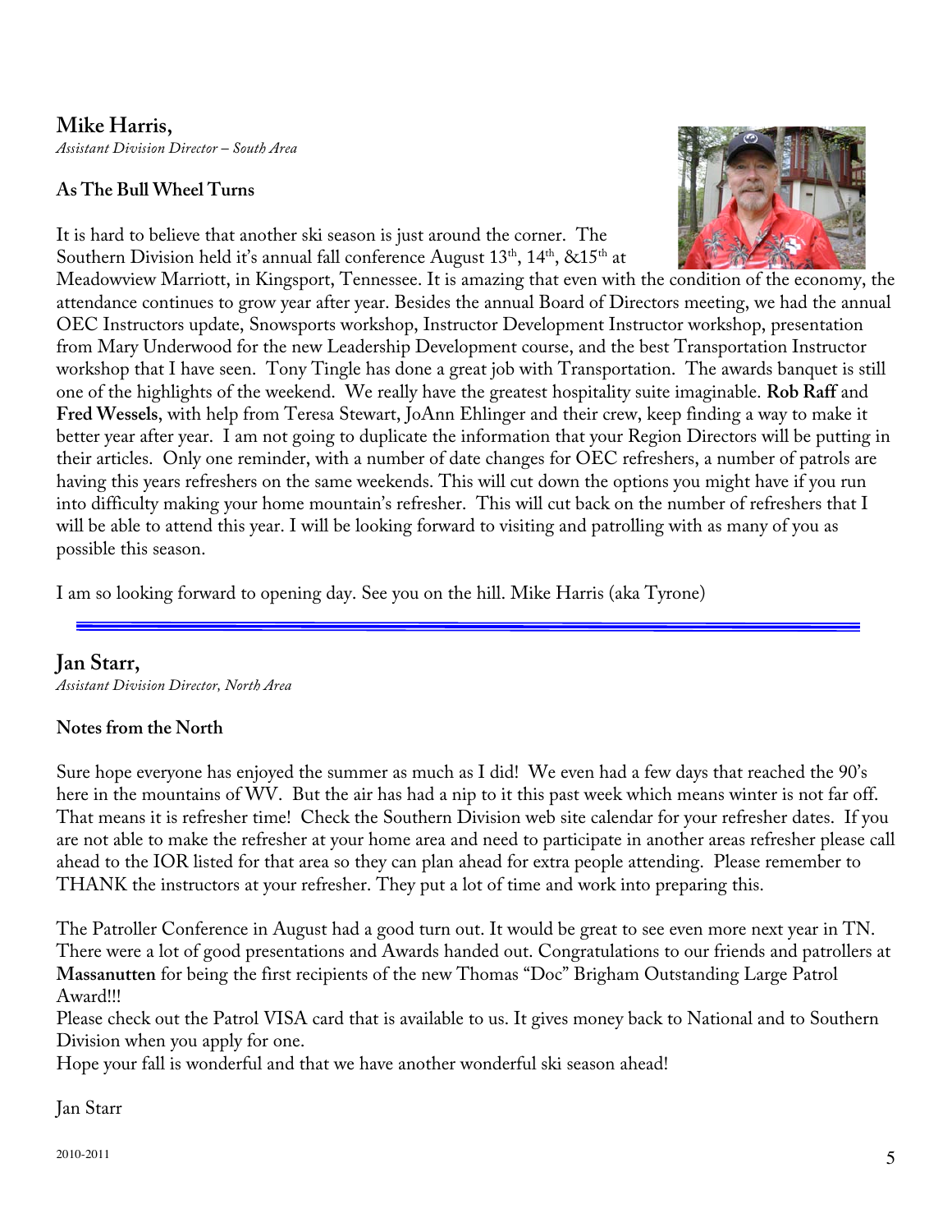## Mike Harris,

*Assistant Division Director – South Area*

### As The Bull Wheel Turns

It is hard to believe that another ski season is just around the corner. The Southern Division held it's annual fall conference August 13th, 14th, &15th at Meadowview Marriott, in Kingsport, Tennessee. It is amazing that even with the condition of the economy, the attendance continues to grow year after year. Besides the annual Board of Directors meeting, we had the annual OEC Instructors update, Snowsports workshop, Instructor Development Instructor workshop, presentation from Mary Underwood for the new Leadership Development course, and the best Transportation Instructor workshop that I have seen. Tony Tingle has done a great job with Transportation. The awards banquet is still one of the highlights of the weekend. We really have the greatest hospitality suite imaginable. **Rob Raff** and **Fred Wessels**, with help from Teresa Stewart, JoAnn Ehlinger and their crew, keep finding a way to make it better year after year. I am not going to duplicate the information that your Region Directors will be putting in their articles. Only one reminder, with a number of date changes for OEC refreshers, a number of patrols are having this years refreshers on the same weekends. This will cut down the options you might have if you run into difficulty making your home mountain's refresher. This will cut back on the number of refreshers that I will be able to attend this year. I will be looking forward to visiting and patrolling with as many of you as possible this season.

I am so looking forward to opening day. See you on the hill. Mike Harris (aka Tyrone)

---

## Jan Starr,

*Assistant Division Director, North Area*

### Notes from the North

Sure hope everyone has enjoyed the summer as much as I did! We even had a few days that reached the 90's here in the mountains of WV. But the air has had a nip to it this past week which means winter is not far off. That means it is refresher time! Check the Southern Division web site calendar for your refresher dates. If you are not able to make the refresher at your home area and need to participate in another areas refresher please call ahead to the IOR listed for that area so they can plan ahead for extra people attending. Please remember to THANK the instructors at your refresher. They put a lot of time and work into preparing this.

The Patroller Conference in August had a good turn out. It would be great to see even more next year in TN. There were a lot of good presentations and Awards handed out. Congratulations to our friends and patrollers at **Massanutten** for being the first recipients of the new Thomas "Doc" Brigham Outstanding Large Patrol Award!!!

Please check out the Patrol VISA card that is available to us. It gives money back to National and to Southern Division when you apply for one.

Hope your fall is wonderful and that we have another wonderful ski season ahead!

Jan Starr

2010-2011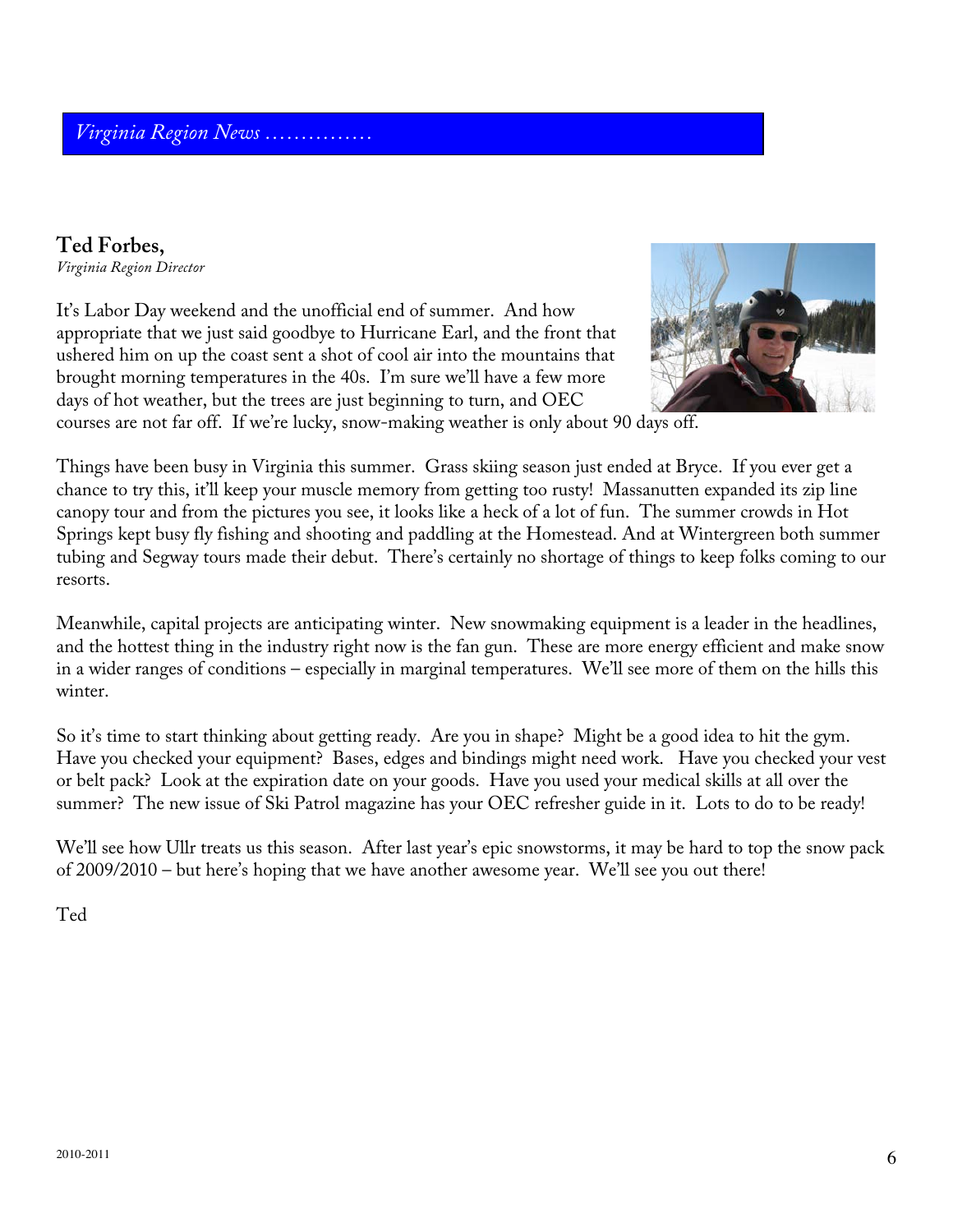## *Virginia Region News ……………*

**Ted Forbes,**
*Virginia Region Director*

It's Labor Day weekend and the unofficial end of summer. And how appropriate that we just said goodbye to Hurricane Earl, and the front that ushered him on up the coast sent a shot of cool air into the mountains that brought morning temperatures in the 40s. I'm sure we'll have a few more days of hot weather, but the trees are just beginning to turn, and OEC courses are not far off. If we're lucky, snow-making weather is only about 90 days off.

Things have been busy in Virginia this summer. Grass skiing season just ended at Bryce. If you ever get a chance to try this, it'll keep your muscle memory from getting too rusty! Massanutten expanded its zip line canopy tour and from the pictures you see, it looks like a heck of a lot of fun. The summer crowds in Hot Springs kept busy fly fishing and shooting and paddling at the Homestead. And at Wintergreen both summer tubing and Segway tours made their debut. There's certainly no shortage of things to keep folks coming to our resorts.

Meanwhile, capital projects are anticipating winter. New snowmaking equipment is a leader in the headlines, and the hottest thing in the industry right now is the fan gun. These are more energy efficient and make snow in a wider ranges of conditions – especially in marginal temperatures. We'll see more of them on the hills this winter.

So it's time to start thinking about getting ready. Are you in shape? Might be a good idea to hit the gym. Have you checked your equipment? Bases, edges and bindings might need work. Have you checked your vest or belt pack? Look at the expiration date on your goods. Have you used your medical skills at all over the summer? The new issue of Ski Patrol magazine has your OEC refresher guide in it. Lots to do to be ready!

We'll see how Ullr treats us this season. After last year's epic snowstorms, it may be hard to top the snow pack of 2009/2010 – but here's hoping that we have another awesome year. We'll see you out there!

Ted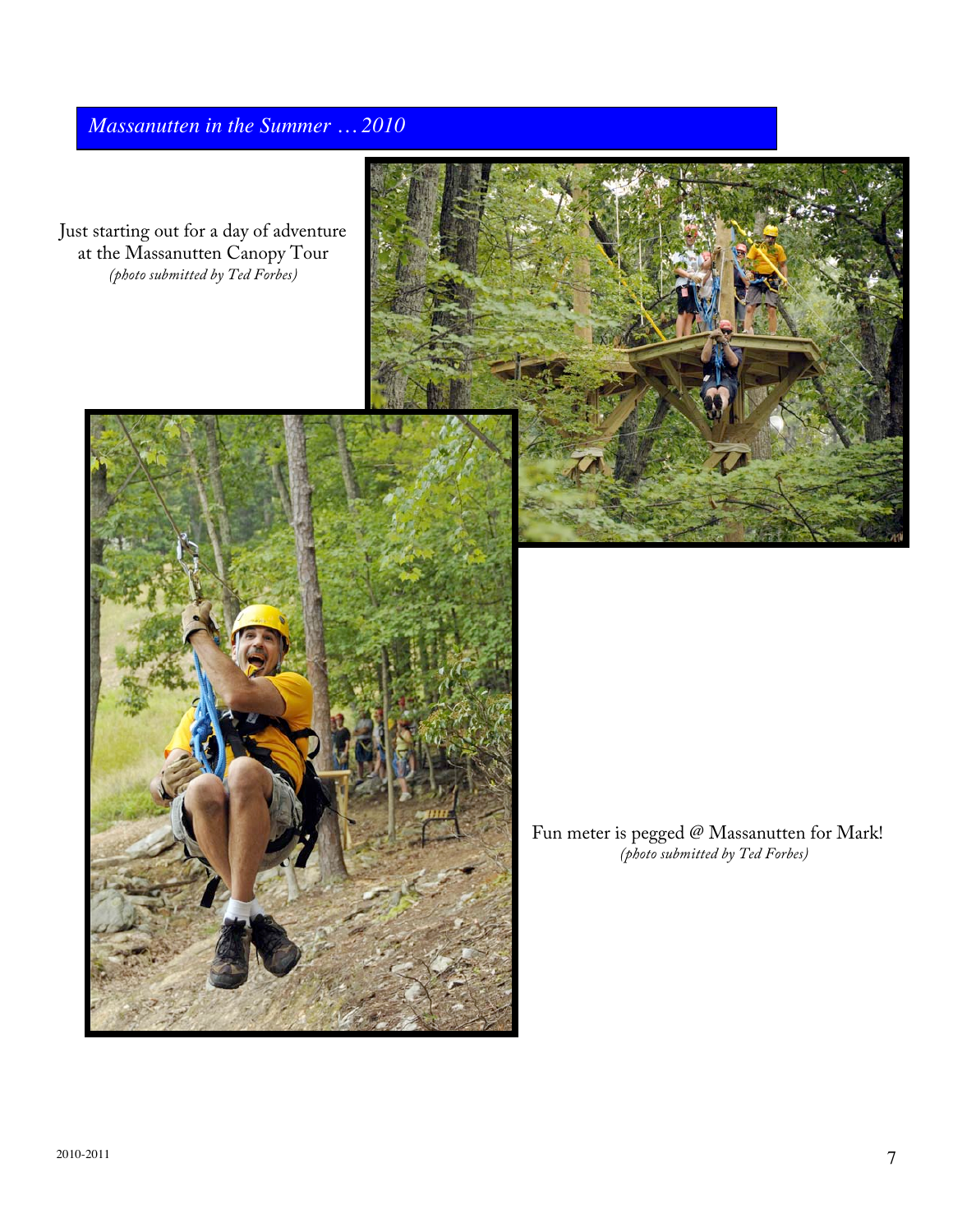## *Massanutten in the Summer … 2010*

Just starting out for a day of adventure at the Massanutten Canopy Tour
*(photo submitted by Ted Forbes)*

Fun meter is pegged @ Massanutten for Mark!
*(photo submitted by Ted Forbes)*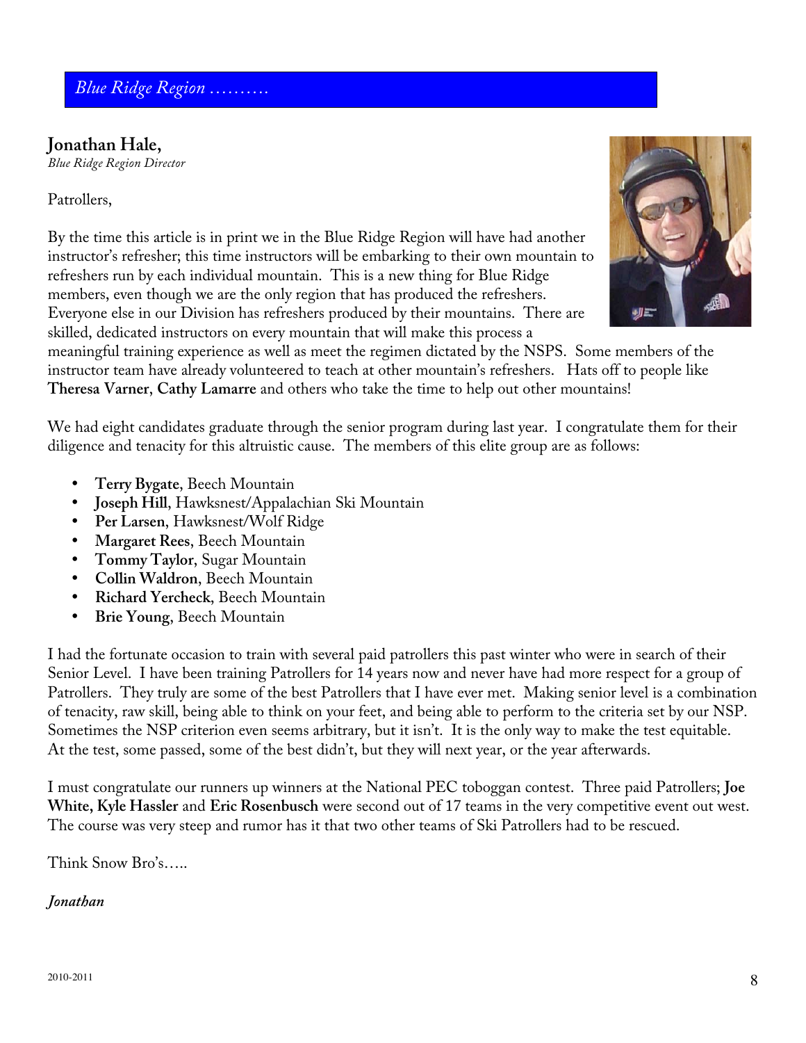## *Blue Ridge Region ……….*

**Jonathan Hale,**
*Blue Ridge Region Director*

Patrollers,

By the time this article is in print we in the Blue Ridge Region will have had another instructor's refresher; this time instructors will be embarking to their own mountain to refreshers run by each individual mountain. This is a new thing for Blue Ridge members, even though we are the only region that has produced the refreshers. Everyone else in our Division has refreshers produced by their mountains. There are skilled, dedicated instructors on every mountain that will make this process a meaningful training experience as well as meet the regimen dictated by the NSPS. Some members of the instructor team have already volunteered to teach at other mountain's refreshers. Hats off to people like **Theresa Varner**, **Cathy Lamarre** and others who take the time to help out other mountains!

We had eight candidates graduate through the senior program during last year. I congratulate them for their diligence and tenacity for this altruistic cause. The members of this elite group are as follows:

- **Terry Bygate**, Beech Mountain
- **Joseph Hill**, Hawksnest/Appalachian Ski Mountain
- **Per Larsen**, Hawksnest/Wolf Ridge
- **Margaret Rees**, Beech Mountain
- **Tommy Taylor**, Sugar Mountain
- **Collin Waldron**, Beech Mountain
- **Richard Yercheck**, Beech Mountain
- **Brie Young**, Beech Mountain

I had the fortunate occasion to train with several paid patrollers this past winter who were in search of their Senior Level. I have been training Patrollers for 14 years now and never have had more respect for a group of Patrollers. They truly are some of the best Patrollers that I have ever met. Making senior level is a combination of tenacity, raw skill, being able to think on your feet, and being able to perform to the criteria set by our NSP. Sometimes the NSP criterion even seems arbitrary, but it isn't. It is the only way to make the test equitable. At the test, some passed, some of the best didn't, but they will next year, or the year afterwards.

I must congratulate our runners up winners at the National PEC toboggan contest. Three paid Patrollers; **Joe White, Kyle Hassler** and **Eric Rosenbusch** were second out of 17 teams in the very competitive event out west. The course was very steep and rumor has it that two other teams of Ski Patrollers had to be rescued.

Think Snow Bro's…..

*Jonathan*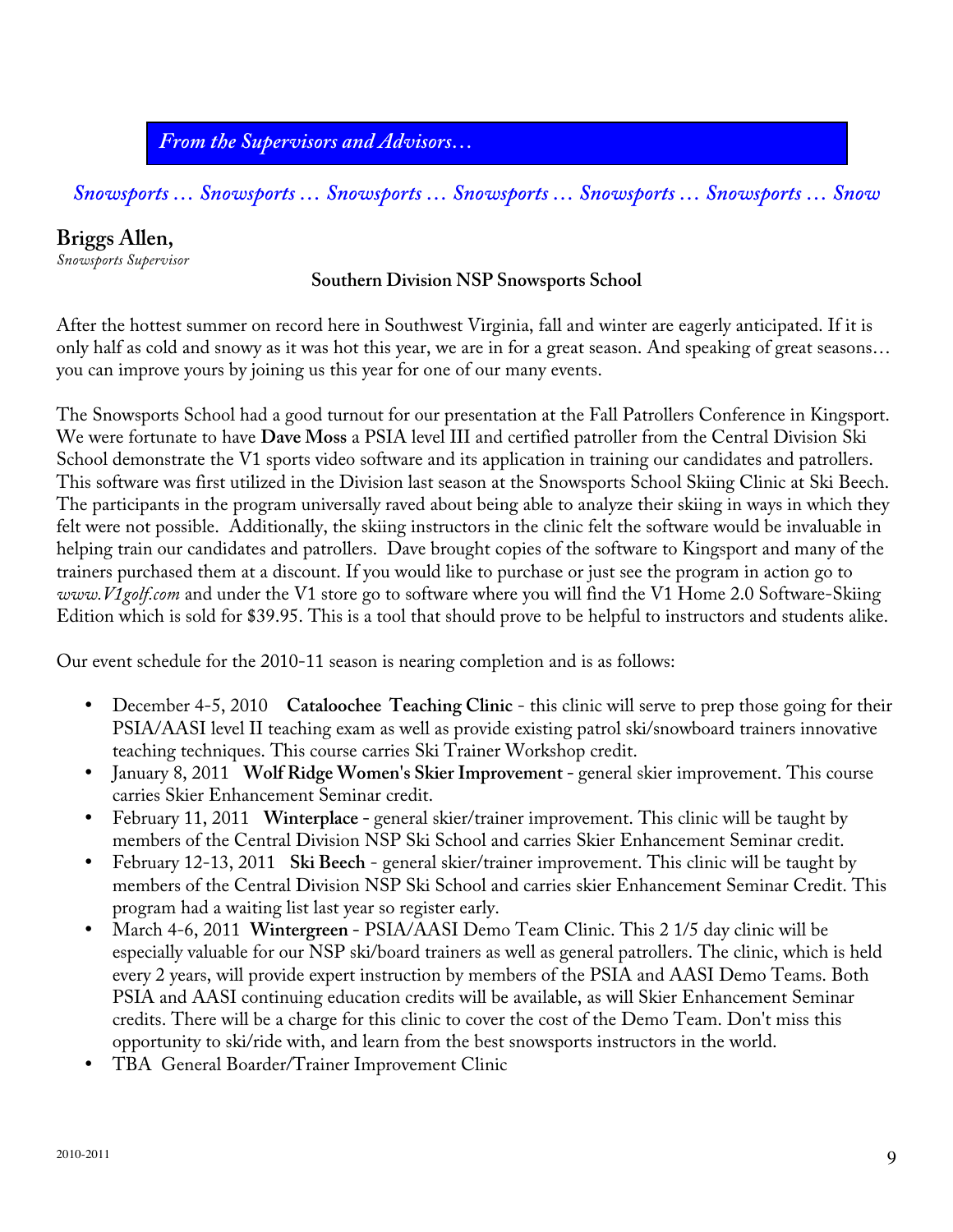*From the Supervisors and Advisors…*

*Snowsports … Snowsports … Snowsports … Snowsports … Snowsports … Snowsports … Snow*

## Briggs Allen,

*Snowsports Supervisor*

**Southern Division NSP Snowsports School**

After the hottest summer on record here in Southwest Virginia, fall and winter are eagerly anticipated. If it is only half as cold and snowy as it was hot this year, we are in for a great season. And speaking of great seasons… you can improve yours by joining us this year for one of our many events.

The Snowsports School had a good turnout for our presentation at the Fall Patrollers Conference in Kingsport. We were fortunate to have **Dave Moss** a PSIA level III and certified patroller from the Central Division Ski School demonstrate the V1 sports video software and its application in training our candidates and patrollers. This software was first utilized in the Division last season at the Snowsports School Skiing Clinic at Ski Beech. The participants in the program universally raved about being able to analyze their skiing in ways in which they felt were not possible. Additionally, the skiing instructors in the clinic felt the software would be invaluable in helping train our candidates and patrollers. Dave brought copies of the software to Kingsport and many of the trainers purchased them at a discount. If you would like to purchase or just see the program in action go to *www.V1golf.com* and under the V1 store go to software where you will find the V1 Home 2.0 Software-Skiing Edition which is sold for $39.95. This is a tool that should prove to be helpful to instructors and students alike.

Our event schedule for the 2010-11 season is nearing completion and is as follows:

- December 4-5, 2010 **Cataloochee Teaching Clinic** - this clinic will serve to prep those going for their PSIA/AASI level II teaching exam as well as provide existing patrol ski/snowboard trainers innovative teaching techniques. This course carries Ski Trainer Workshop credit.
- January 8, 2011 **Wolf Ridge Women's Skier Improvement** - general skier improvement. This course carries Skier Enhancement Seminar credit.
- February 11, 2011 **Winterplace** - general skier/trainer improvement. This clinic will be taught by members of the Central Division NSP Ski School and carries Skier Enhancement Seminar credit.
- February 12-13, 2011 **Ski Beech** - general skier/trainer improvement. This clinic will be taught by members of the Central Division NSP Ski School and carries skier Enhancement Seminar Credit. This program had a waiting list last year so register early.
- March 4-6, 2011 **Wintergreen** - PSIA/AASI Demo Team Clinic. This 2 1/5 day clinic will be especially valuable for our NSP ski/board trainers as well as general patrollers. The clinic, which is held every 2 years, will provide expert instruction by members of the PSIA and AASI Demo Teams. Both PSIA and AASI continuing education credits will be available, as will Skier Enhancement Seminar credits. There will be a charge for this clinic to cover the cost of the Demo Team. Don't miss this opportunity to ski/ride with, and learn from the best snowsports instructors in the world.
- TBA General Boarder/Trainer Improvement Clinic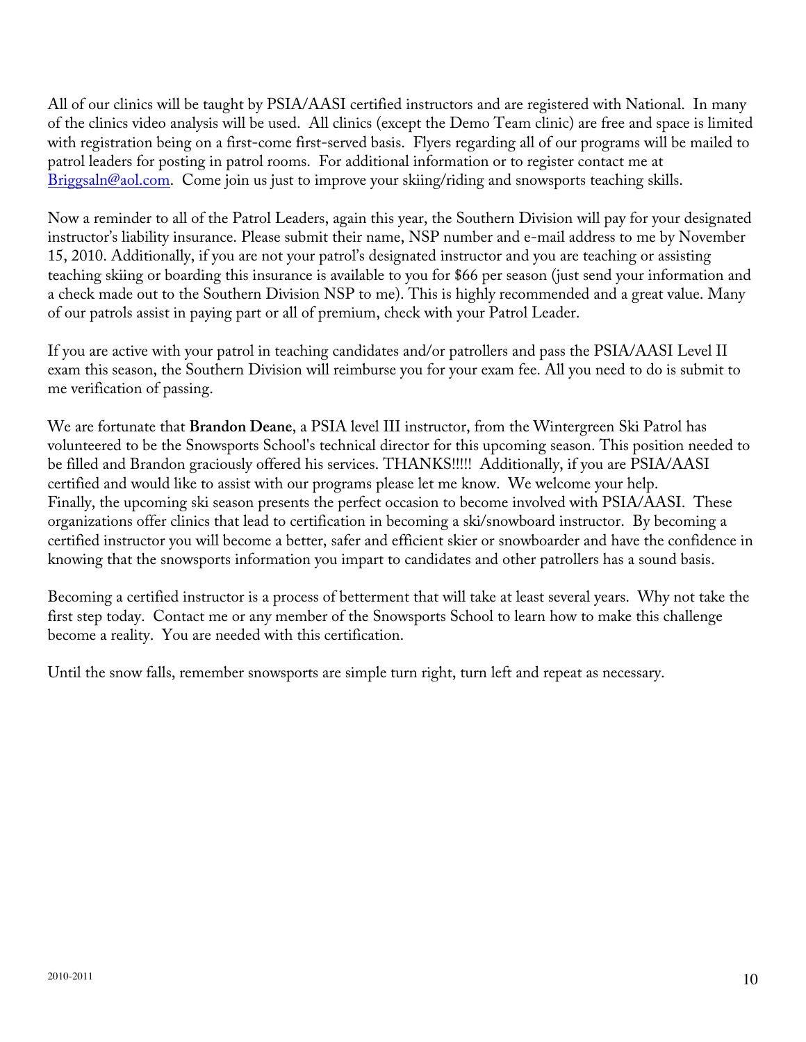All of our clinics will be taught by PSIA/AASI certified instructors and are registered with National. In many of the clinics video analysis will be used. All clinics (except the Demo Team clinic) are free and space is limited with registration being on a first-come first-served basis. Flyers regarding all of our programs will be mailed to patrol leaders for posting in patrol rooms. For additional information or to register contact me at Briggsaln@aol.com. Come join us just to improve your skiing/riding and snowsports teaching skills.

Now a reminder to all of the Patrol Leaders, again this year, the Southern Division will pay for your designated instructor's liability insurance. Please submit their name, NSP number and e-mail address to me by November 15, 2010. Additionally, if you are not your patrol's designated instructor and you are teaching or assisting teaching skiing or boarding this insurance is available to you for $66 per season (just send your information and a check made out to the Southern Division NSP to me). This is highly recommended and a great value. Many of our patrols assist in paying part or all of premium, check with your Patrol Leader.

If you are active with your patrol in teaching candidates and/or patrollers and pass the PSIA/AASI Level II exam this season, the Southern Division will reimburse you for your exam fee. All you need to do is submit to me verification of passing.

We are fortunate that **Brandon Deane**, a PSIA level III instructor, from the Wintergreen Ski Patrol has volunteered to be the Snowsports School's technical director for this upcoming season. This position needed to be filled and Brandon graciously offered his services. THANKS!!!!! Additionally, if you are PSIA/AASI certified and would like to assist with our programs please let me know. We welcome your help.
Finally, the upcoming ski season presents the perfect occasion to become involved with PSIA/AASI. These organizations offer clinics that lead to certification in becoming a ski/snowboard instructor. By becoming a certified instructor you will become a better, safer and efficient skier or snowboarder and have the confidence in knowing that the snowsports information you impart to candidates and other patrollers has a sound basis.

Becoming a certified instructor is a process of betterment that will take at least several years. Why not take the first step today. Contact me or any member of the Snowsports School to learn how to make this challenge become a reality. You are needed with this certification.

Until the snow falls, remember snowsports are simple turn right, turn left and repeat as necessary.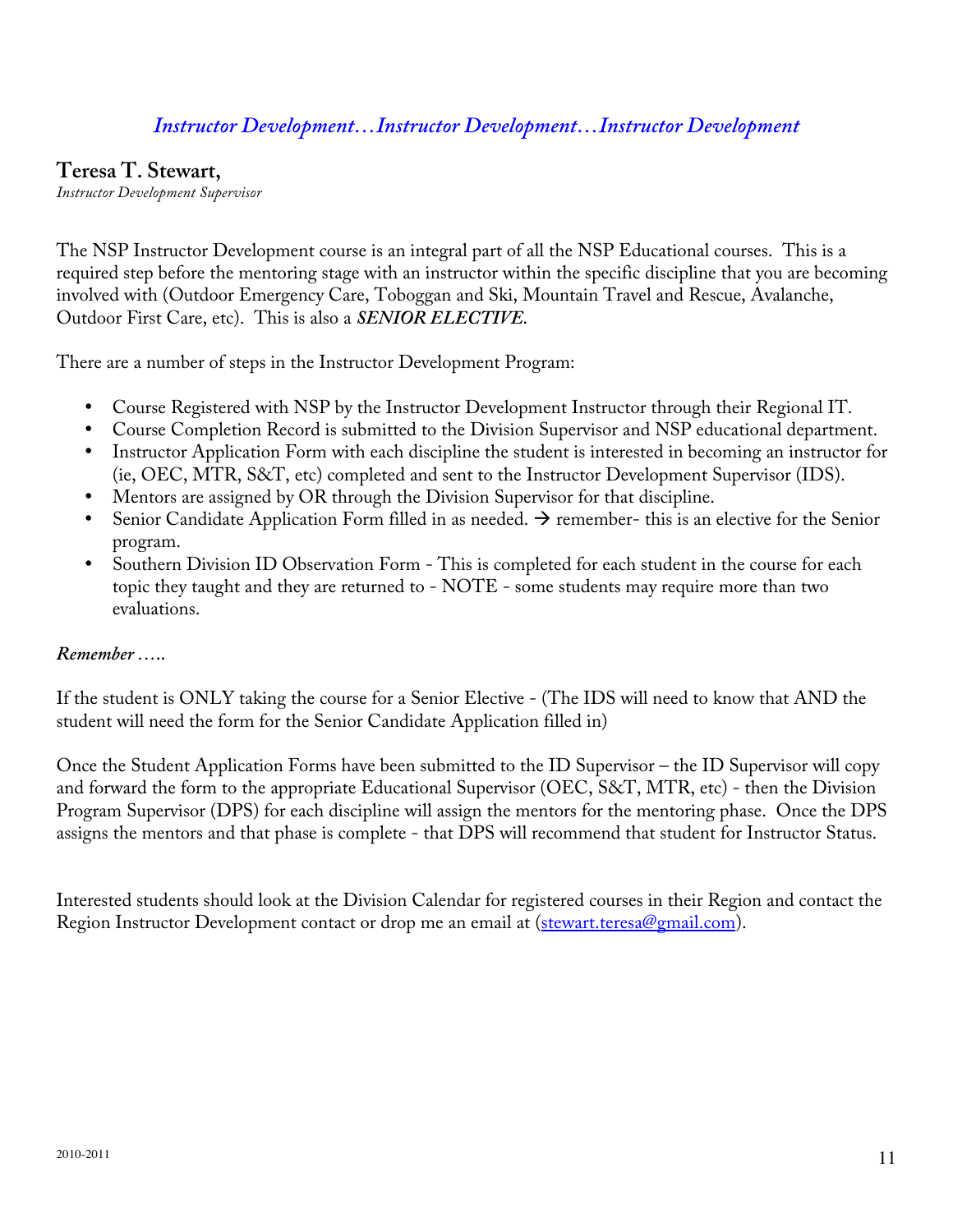## *Instructor Development…Instructor Development…Instructor Development*

**Teresa T. Stewart,**
*Instructor Development Supervisor*

The NSP Instructor Development course is an integral part of all the NSP Educational courses. This is a required step before the mentoring stage with an instructor within the specific discipline that you are becoming involved with (Outdoor Emergency Care, Toboggan and Ski, Mountain Travel and Rescue, Avalanche, Outdoor First Care, etc). This is also a ***SENIOR ELECTIVE***.

There are a number of steps in the Instructor Development Program:

- Course Registered with NSP by the Instructor Development Instructor through their Regional IT.
- Course Completion Record is submitted to the Division Supervisor and NSP educational department.
- Instructor Application Form with each discipline the student is interested in becoming an instructor for (ie, OEC, MTR, S&T, etc) completed and sent to the Instructor Development Supervisor (IDS).
- Mentors are assigned by OR through the Division Supervisor for that discipline.
- Senior Candidate Application Form filled in as needed. → remember- this is an elective for the Senior program.
- Southern Division ID Observation Form - This is completed for each student in the course for each topic they taught and they are returned to - NOTE - some students may require more than two evaluations.

***Remember …..***

If the student is ONLY taking the course for a Senior Elective - (The IDS will need to know that AND the student will need the form for the Senior Candidate Application filled in)

Once the Student Application Forms have been submitted to the ID Supervisor – the ID Supervisor will copy and forward the form to the appropriate Educational Supervisor (OEC, S&T, MTR, etc) - then the Division Program Supervisor (DPS) for each discipline will assign the mentors for the mentoring phase. Once the DPS assigns the mentors and that phase is complete - that DPS will recommend that student for Instructor Status.

Interested students should look at the Division Calendar for registered courses in their Region and contact the Region Instructor Development contact or drop me an email at (stewart.teresa@gmail.com).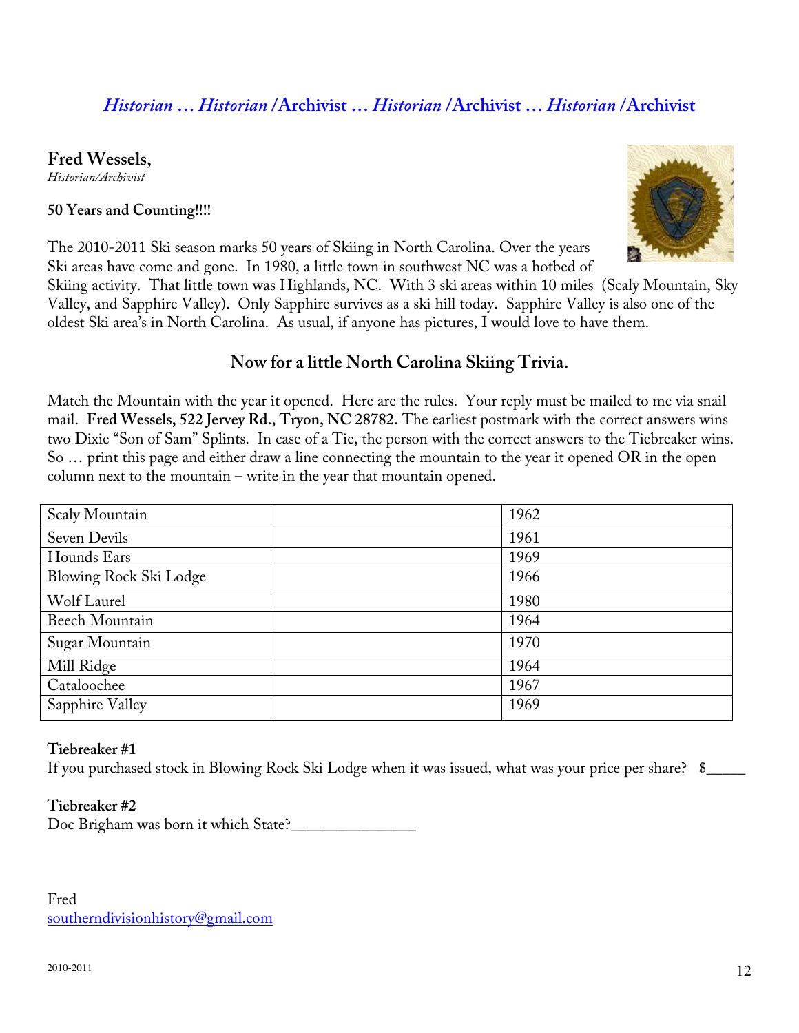*Historian … Historian* /**Archivist** … *Historian* /**Archivist** … *Historian* /**Archivist**

**Fred Wessels,**
*Historian/Archivist*

**50 Years and Counting!!!!**

The 2010-2011 Ski season marks 50 years of Skiing in North Carolina. Over the years Ski areas have come and gone. In 1980, a little town in southwest NC was a hotbed of Skiing activity. That little town was Highlands, NC. With 3 ski areas within 10 miles (Scaly Mountain, Sky Valley, and Sapphire Valley). Only Sapphire survives as a ski hill today. Sapphire Valley is also one of the oldest Ski area's in North Carolina. As usual, if anyone has pictures, I would love to have them.

## Now for a little North Carolina Skiing Trivia.

Match the Mountain with the year it opened. Here are the rules. Your reply must be mailed to me via snail mail. **Fred Wessels, 522 Jervey Rd., Tryon, NC 28782.** The earliest postmark with the correct answers wins two Dixie "Son of Sam" Splints. In case of a Tie, the person with the correct answers to the Tiebreaker wins. So … print this page and either draw a line connecting the mountain to the year it opened OR in the open column next to the mountain – write in the year that mountain opened.

| | | |
|---|---|---|
| Scaly Mountain | | 1962 |
| Seven Devils | | 1961 |
| Hounds Ears | | 1969 |
| Blowing Rock Ski Lodge | | 1966 |
| Wolf Laurel | | 1980 |
| Beech Mountain | | 1964 |
| Sugar Mountain | | 1970 |
| Mill Ridge | | 1964 |
| Cataloochee | | 1967 |
| Sapphire Valley | | 1969 |

**Tiebreaker #1**
If you purchased stock in Blowing Rock Ski Lodge when it was issued, what was your price per share? $_____

**Tiebreaker #2**
Doc Brigham was born it which State?_______________

Fred
southerndivisionhistory@gmail.com

2010-2011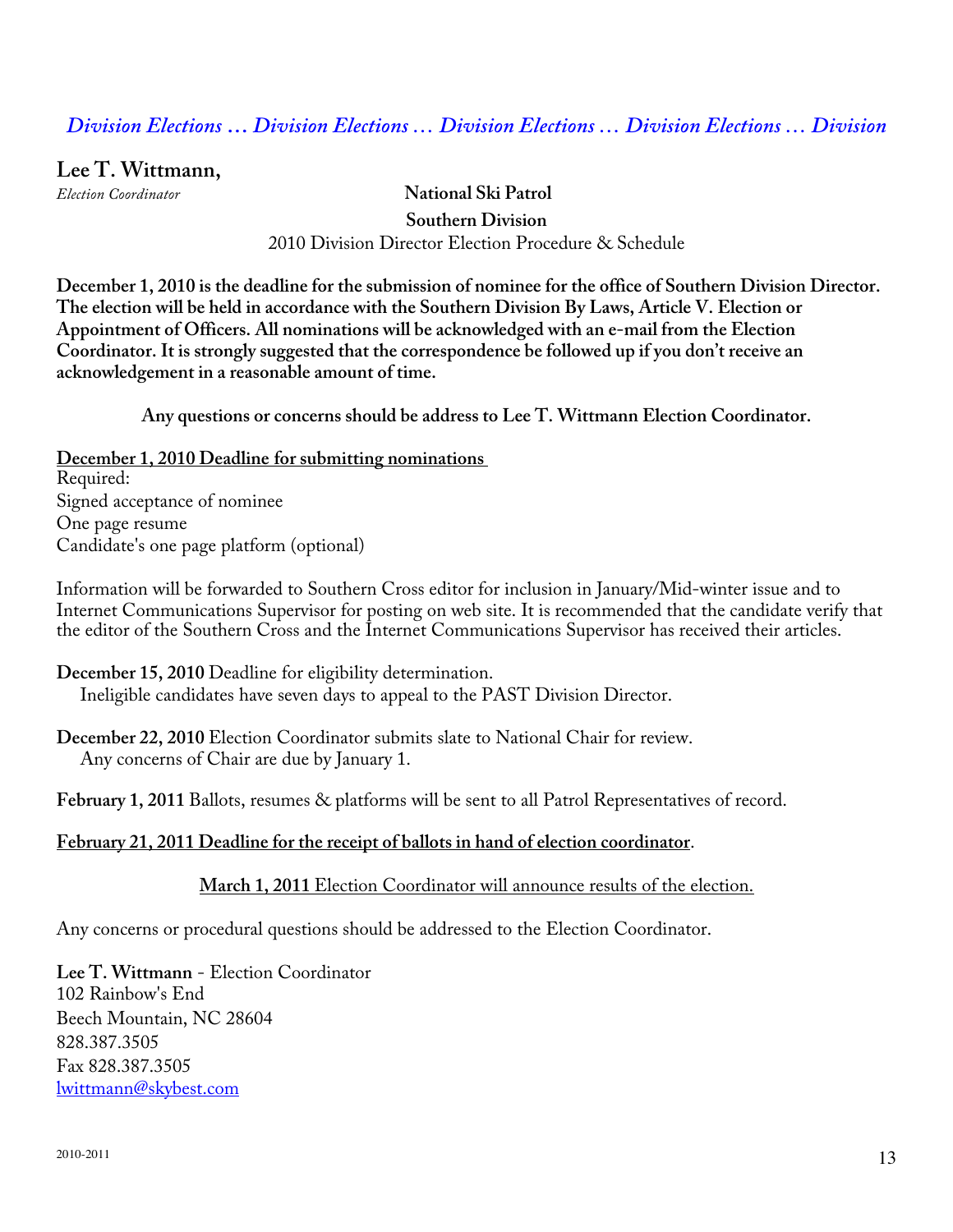*Division Elections … Division Elections … Division Elections … Division Elections … Division*

**Lee T. Wittmann,**
*Election Coordinator*

**National Ski Patrol**

**Southern Division**

2010 Division Director Election Procedure & Schedule

**December 1, 2010 is the deadline for the submission of nominee for the office of Southern Division Director. The election will be held in accordance with the Southern Division By Laws, Article V. Election or Appointment of Officers. All nominations will be acknowledged with an e-mail from the Election Coordinator. It is strongly suggested that the correspondence be followed up if you don't receive an acknowledgement in a reasonable amount of time.**

**Any questions or concerns should be address to Lee T. Wittmann Election Coordinator.**

**December 1, 2010 Deadline for submitting nominations**

Required:
Signed acceptance of nominee
One page resume
Candidate's one page platform (optional)

Information will be forwarded to Southern Cross editor for inclusion in January/Mid-winter issue and to Internet Communications Supervisor for posting on web site. It is recommended that the candidate verify that the editor of the Southern Cross and the Internet Communications Supervisor has received their articles.

**December 15, 2010** Deadline for eligibility determination.
Ineligible candidates have seven days to appeal to the PAST Division Director.

**December 22, 2010** Election Coordinator submits slate to National Chair for review.
Any concerns of Chair are due by January 1.

**February 1, 2011** Ballots, resumes & platforms will be sent to all Patrol Representatives of record.

**February 21, 2011 Deadline for the receipt of ballots in hand of election coordinator**.

**March 1, 2011** Election Coordinator will announce results of the election.

Any concerns or procedural questions should be addressed to the Election Coordinator.

**Lee T. Wittmann** - Election Coordinator
102 Rainbow's End
Beech Mountain, NC 28604
828.387.3505
Fax 828.387.3505
lwittmann@skybest.com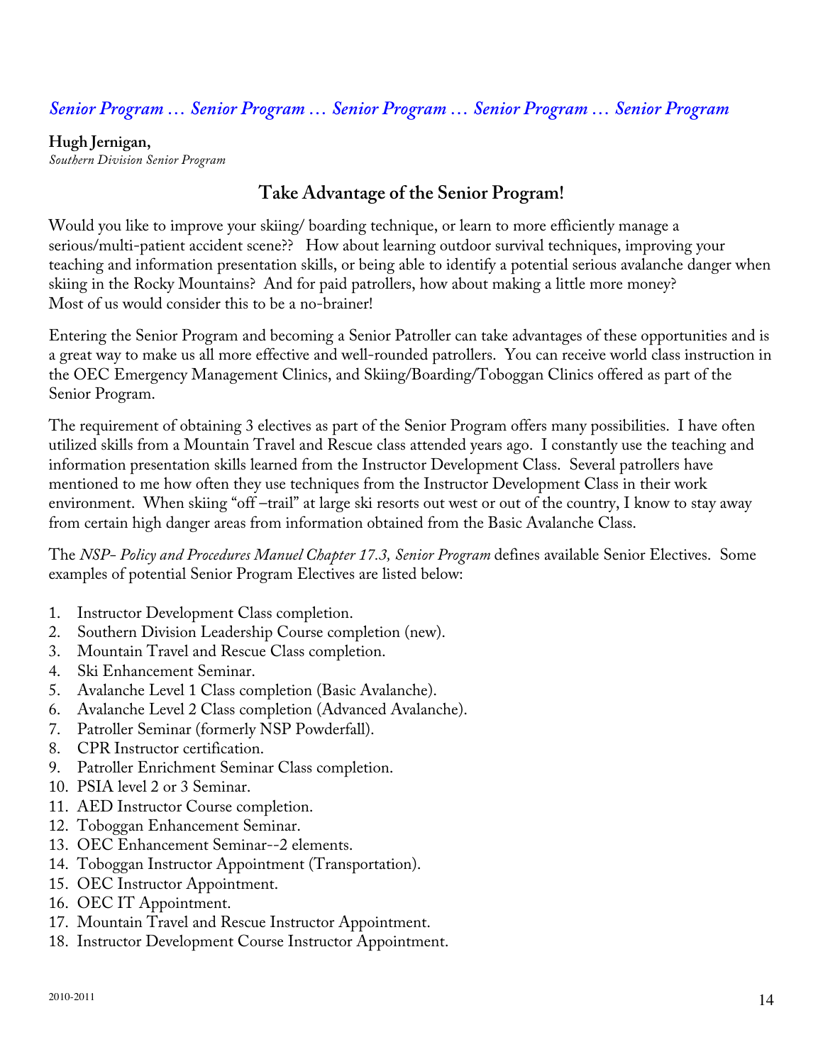*Senior Program … Senior Program … Senior Program … Senior Program … Senior Program*

**Hugh Jernigan,**
*Southern Division Senior Program*

## Take Advantage of the Senior Program!

Would you like to improve your skiing/ boarding technique, or learn to more efficiently manage a serious/multi-patient accident scene?? How about learning outdoor survival techniques, improving your teaching and information presentation skills, or being able to identify a potential serious avalanche danger when skiing in the Rocky Mountains? And for paid patrollers, how about making a little more money? Most of us would consider this to be a no-brainer!

Entering the Senior Program and becoming a Senior Patroller can take advantages of these opportunities and is a great way to make us all more effective and well-rounded patrollers. You can receive world class instruction in the OEC Emergency Management Clinics, and Skiing/Boarding/Toboggan Clinics offered as part of the Senior Program.

The requirement of obtaining 3 electives as part of the Senior Program offers many possibilities. I have often utilized skills from a Mountain Travel and Rescue class attended years ago. I constantly use the teaching and information presentation skills learned from the Instructor Development Class. Several patrollers have mentioned to me how often they use techniques from the Instructor Development Class in their work environment. When skiing "off –trail" at large ski resorts out west or out of the country, I know to stay away from certain high danger areas from information obtained from the Basic Avalanche Class.

The *NSP- Policy and Procedures Manuel Chapter 17.3, Senior Program* defines available Senior Electives. Some examples of potential Senior Program Electives are listed below:

1. Instructor Development Class completion.
2. Southern Division Leadership Course completion (new).
3. Mountain Travel and Rescue Class completion.
4. Ski Enhancement Seminar.
5. Avalanche Level 1 Class completion (Basic Avalanche).
6. Avalanche Level 2 Class completion (Advanced Avalanche).
7. Patroller Seminar (formerly NSP Powderfall).
8. CPR Instructor certification.
9. Patroller Enrichment Seminar Class completion.
10. PSIA level 2 or 3 Seminar.
11. AED Instructor Course completion.
12. Toboggan Enhancement Seminar.
13. OEC Enhancement Seminar--2 elements.
14. Toboggan Instructor Appointment (Transportation).
15. OEC Instructor Appointment.
16. OEC IT Appointment.
17. Mountain Travel and Rescue Instructor Appointment.
18. Instructor Development Course Instructor Appointment.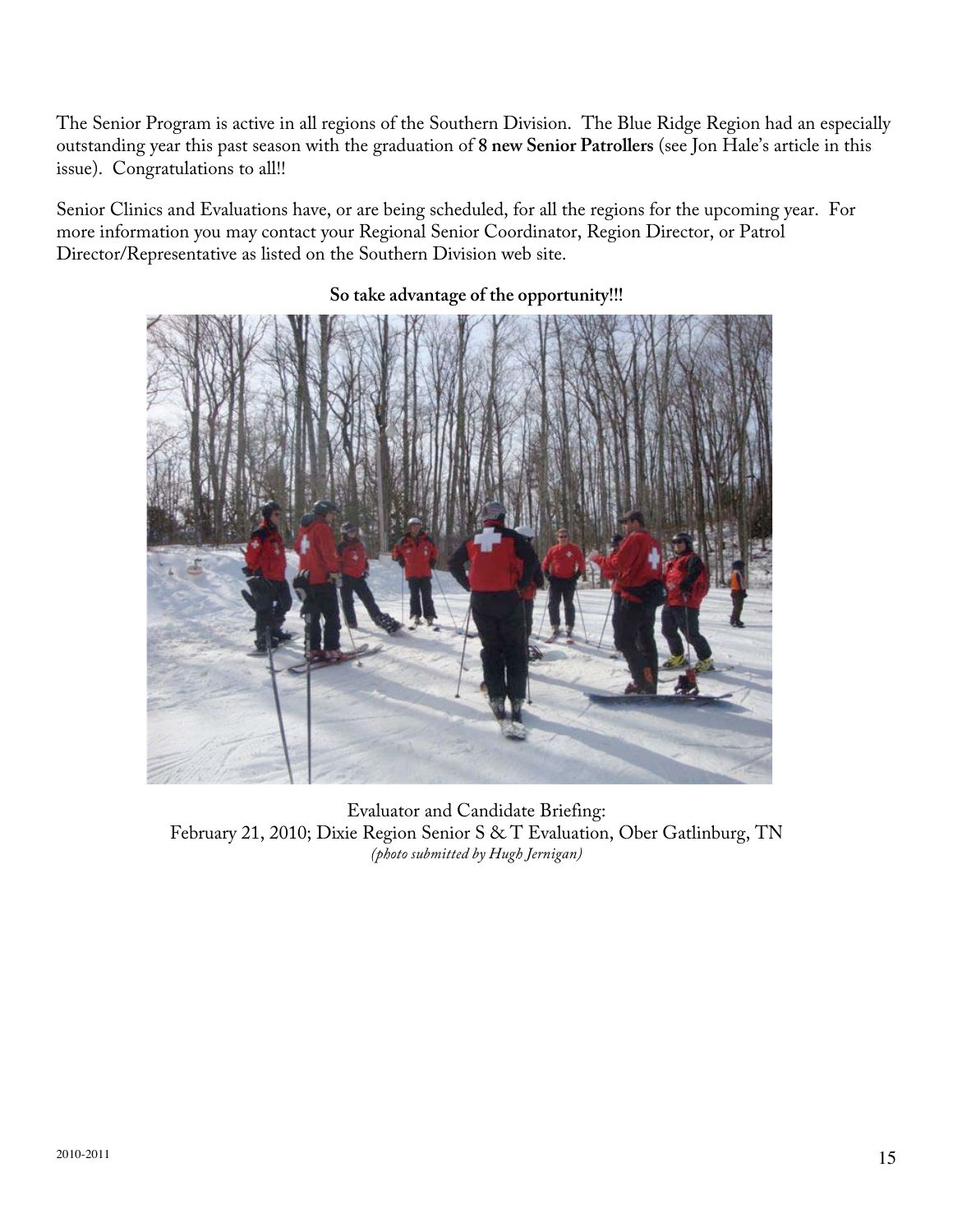The Senior Program is active in all regions of the Southern Division. The Blue Ridge Region had an especially outstanding year this past season with the graduation of **8 new Senior Patrollers** (see Jon Hale's article in this issue). Congratulations to all!!

Senior Clinics and Evaluations have, or are being scheduled, for all the regions for the upcoming year. For more information you may contact your Regional Senior Coordinator, Region Director, or Patrol Director/Representative as listed on the Southern Division web site.

**So take advantage of the opportunity!!!**

Evaluator and Candidate Briefing:
February 21, 2010; Dixie Region Senior S & T Evaluation, Ober Gatlinburg, TN
*(photo submitted by Hugh Jernigan)*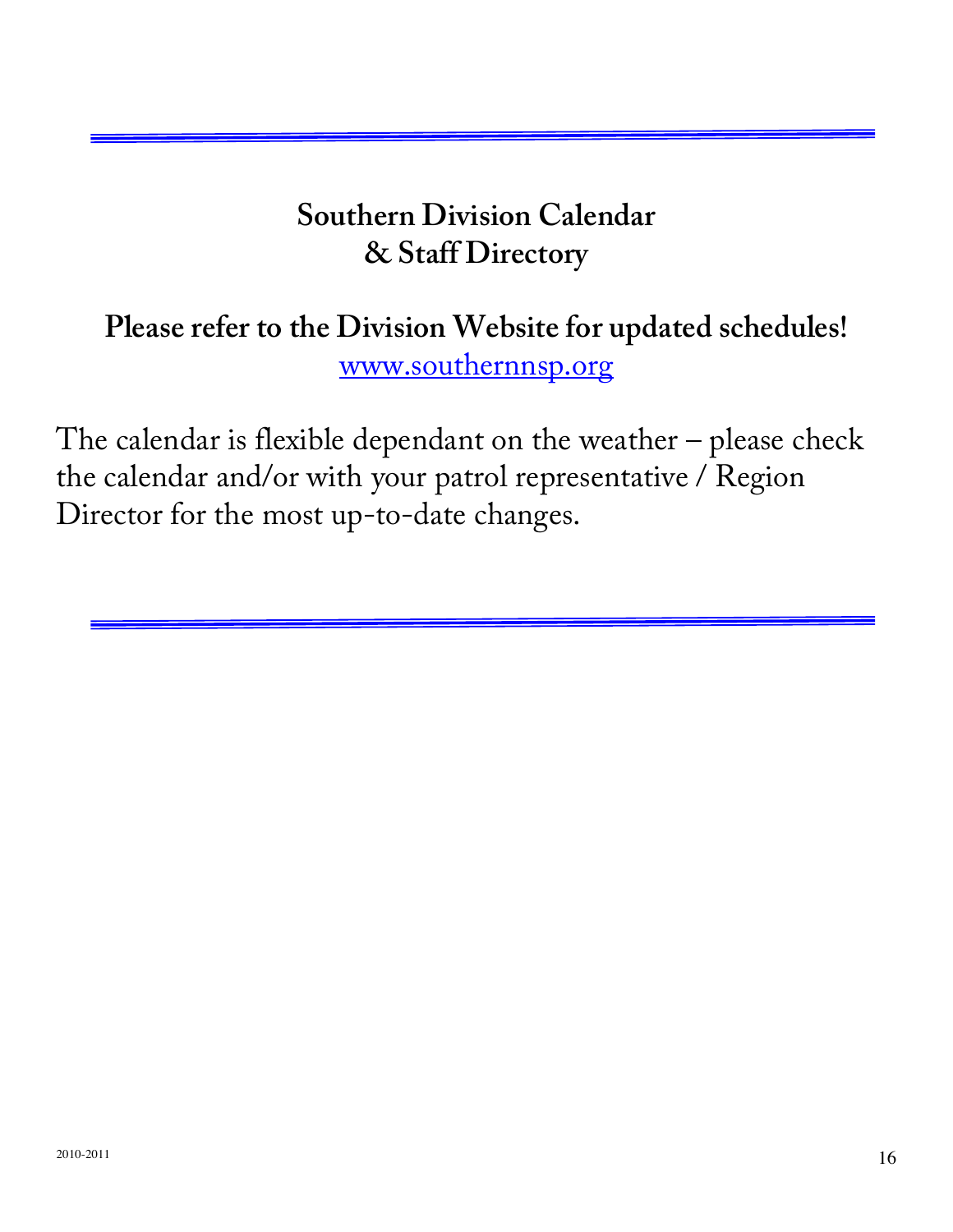## Southern Division Calendar
## & Staff Directory

**Please refer to the Division Website for updated schedules!**
[www.southernnsp.org](http://www.southernnsp.org)

The calendar is flexible dependant on the weather – please check the calendar and/or with your patrol representative / Region Director for the most up-to-date changes.